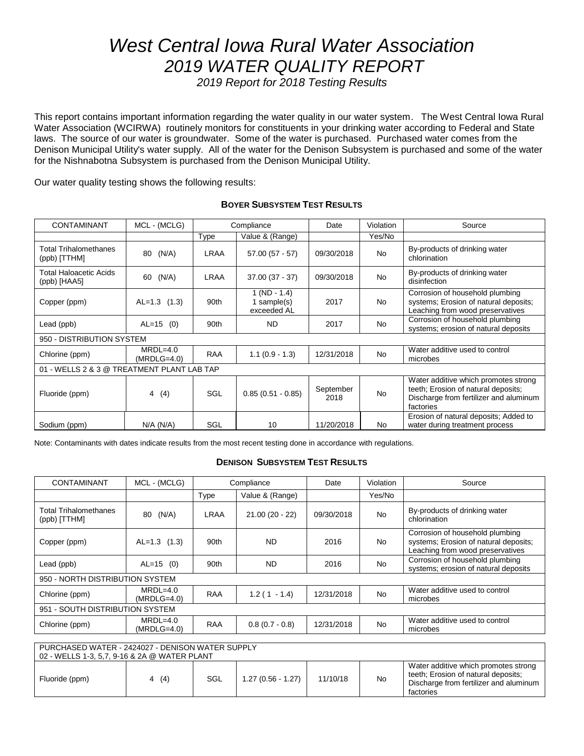# *West Central Iowa Rural Water Association*
## *2019 WATER QUALITY REPORT*
### *2019 Report for 2018 Testing Results*

This report contains important information regarding the water quality in our water system. The West Central Iowa Rural Water Association (WCIRWA) routinely monitors for constituents in your drinking water according to Federal and State laws. The source of our water is groundwater. Some of the water is purchased. Purchased water comes from the Denison Municipal Utility's water supply. All of the water for the Denison Subsystem is purchased and some of the water for the Nishnabotna Subsystem is purchased from the Denison Municipal Utility.

Our water quality testing shows the following results:

**BOYER SUBSYSTEM TEST RESULTS**

| CONTAMINANT | MCL - (MCLG) | Compliance | | Date | Violation | Source |
|---|---|---|---|---|---|---|
| | | Type | Value & (Range) | | Yes/No | |
| Total Trihalomethanes (ppb) [TTHM] | 80 (N/A) | LRAA | 57.00 (57 - 57) | 09/30/2018 | No | By-products of drinking water chlorination |
| Total Haloacetic Acids (ppb) [HAA5] | 60 (N/A) | LRAA | 37.00 (37 - 37) | 09/30/2018 | No | By-products of drinking water disinfection |
| Copper (ppm) | AL=1.3 (1.3) | 90th | 1 (ND - 1.4) 1 sample(s) exceeded AL | 2017 | No | Corrosion of household plumbing systems; Erosion of natural deposits; Leaching from wood preservatives |
| Lead (ppb) | AL=15 (0) | 90th | ND | 2017 | No | Corrosion of household plumbing systems; erosion of natural deposits |
| 950 - DISTRIBUTION SYSTEM | | | | | | |
| Chlorine (ppm) | MRDL=4.0 (MRDLG=4.0) | RAA | 1.1 (0.9 - 1.3) | 12/31/2018 | No | Water additive used to control microbes |
| 01 - WELLS 2 & 3 @ TREATMENT PLANT LAB TAP | | | | | | |
| Fluoride (ppm) | 4 (4) | SGL | 0.85 (0.51 - 0.85) | September 2018 | No | Water additive which promotes strong teeth; Erosion of natural deposits; Discharge from fertilizer and aluminum factories |
| Sodium (ppm) | N/A (N/A) | SGL | 10 | 11/20/2018 | No | Erosion of natural deposits; Added to water during treatment process |

Note: Contaminants with dates indicate results from the most recent testing done in accordance with regulations.

**DENISON SUBSYSTEM TEST RESULTS**

| CONTAMINANT | MCL - (MCLG) | Compliance | | Date | Violation | Source |
|---|---|---|---|---|---|---|
| | | Type | Value & (Range) | | Yes/No | |
| Total Trihalomethanes (ppb) [TTHM] | 80 (N/A) | LRAA | 21.00 (20 - 22) | 09/30/2018 | No | By-products of drinking water chlorination |
| Copper (ppm) | AL=1.3 (1.3) | 90th | ND | 2016 | No | Corrosion of household plumbing systems; Erosion of natural deposits; Leaching from wood preservatives |
| Lead (ppb) | AL=15 (0) | 90th | ND | 2016 | No | Corrosion of household plumbing systems; erosion of natural deposits |
| 950 - NORTH DISTRIBUTION SYSTEM | | | | | | |
| Chlorine (ppm) | MRDL=4.0 (MRDLG=4.0) | RAA | 1.2 ( 1 - 1.4) | 12/31/2018 | No | Water additive used to control microbes |
| 951 - SOUTH DISTRIBUTION SYSTEM | | | | | | |
| Chlorine (ppm) | MRDL=4.0 (MRDLG=4.0) | RAA | 0.8 (0.7 - 0.8) | 12/31/2018 | No | Water additive used to control microbes |

| PURCHASED WATER - 2424027 - DENISON WATER SUPPLY<br>02 - WELLS 1-3, 5,7, 9-16 & 2A @ WATER PLANT | | | | | | |
|---|---|---|---|---|---|---|
| Fluoride (ppm) | 4 (4) | SGL | 1.27 (0.56 - 1.27) | 11/10/18 | No | Water additive which promotes strong teeth; Erosion of natural deposits; Discharge from fertilizer and aluminum factories |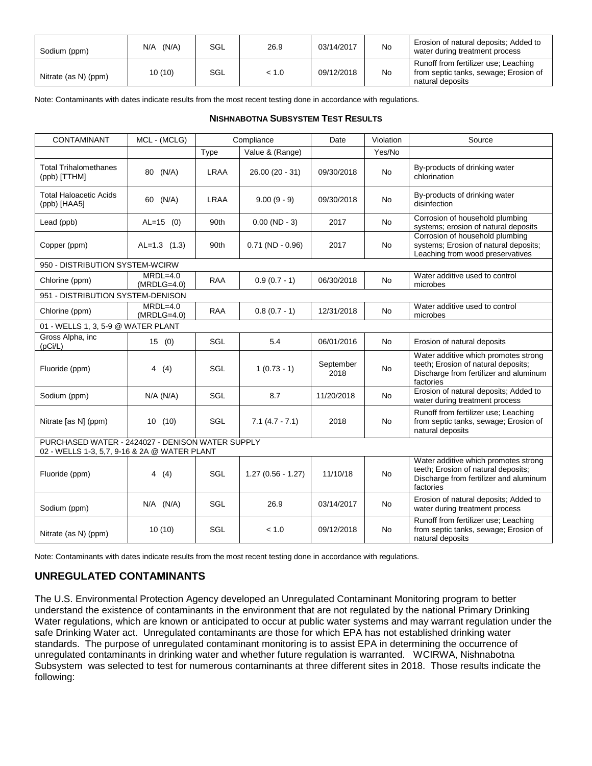| Sodium (ppm) | N/A (N/A) | SGL | 26.9 | 03/14/2017 | No | Erosion of natural deposits; Added to water during treatment process |
|---|---|---|---|---|---|---|
| Nitrate (as N) (ppm) | 10 (10) | SGL | < 1.0 | 09/12/2018 | No | Runoff from fertilizer use; Leaching from septic tanks, sewage; Erosion of natural deposits |

Note: Contaminants with dates indicate results from the most recent testing done in accordance with regulations.

**NISHNABOTNA SUBSYSTEM TEST RESULTS**

| CONTAMINANT | MCL - (MCLG) | Compliance | | Date | Violation | Source |
|---|---|---|---|---|---|---|
| | | Type | Value & (Range) | | Yes/No | |
| Total Trihalomethanes (ppb) [TTHM] | 80 (N/A) | LRAA | 26.00 (20 - 31) | 09/30/2018 | No | By-products of drinking water chlorination |
| Total Haloacetic Acids (ppb) [HAA5] | 60 (N/A) | LRAA | 9.00 (9 - 9) | 09/30/2018 | No | By-products of drinking water disinfection |
| Lead (ppb) | AL=15 (0) | 90th | 0.00 (ND - 3) | 2017 | No | Corrosion of household plumbing systems; erosion of natural deposits |
| Copper (ppm) | AL=1.3 (1.3) | 90th | 0.71 (ND - 0.96) | 2017 | No | Corrosion of household plumbing systems; Erosion of natural deposits; Leaching from wood preservatives |
| 950 - DISTRIBUTION SYSTEM-WCIRW | | | | | | |
| Chlorine (ppm) | MRDL=4.0 (MRDLG=4.0) | RAA | 0.9 (0.7 - 1) | 06/30/2018 | No | Water additive used to control microbes |
| 951 - DISTRIBUTION SYSTEM-DENISON | | | | | | |
| Chlorine (ppm) | MRDL=4.0 (MRDLG=4.0) | RAA | 0.8 (0.7 - 1) | 12/31/2018 | No | Water additive used to control microbes |
| 01 - WELLS 1, 3, 5-9 @ WATER PLANT | | | | | | |
| Gross Alpha, inc (pCi/L) | 15 (0) | SGL | 5.4 | 06/01/2016 | No | Erosion of natural deposits |
| Fluoride (ppm) | 4 (4) | SGL | 1 (0.73 - 1) | September 2018 | No | Water additive which promotes strong teeth; Erosion of natural deposits; Discharge from fertilizer and aluminum factories |
| Sodium (ppm) | N/A (N/A) | SGL | 8.7 | 11/20/2018 | No | Erosion of natural deposits; Added to water during treatment process |
| Nitrate [as N] (ppm) | 10 (10) | SGL | 7.1 (4.7 - 7.1) | 2018 | No | Runoff from fertilizer use; Leaching from septic tanks, sewage; Erosion of natural deposits |
| PURCHASED WATER - 2424027 - DENISON WATER SUPPLY 02 - WELLS 1-3, 5,7, 9-16 & 2A @ WATER PLANT | | | | | | |
| Fluoride (ppm) | 4 (4) | SGL | 1.27 (0.56 - 1.27) | 11/10/18 | No | Water additive which promotes strong teeth; Erosion of natural deposits; Discharge from fertilizer and aluminum factories |
| Sodium (ppm) | N/A (N/A) | SGL | 26.9 | 03/14/2017 | No | Erosion of natural deposits; Added to water during treatment process |
| Nitrate (as N) (ppm) | 10 (10) | SGL | < 1.0 | 09/12/2018 | No | Runoff from fertilizer use; Leaching from septic tanks, sewage; Erosion of natural deposits |

Note: Contaminants with dates indicate results from the most recent testing done in accordance with regulations.

## UNREGULATED CONTAMINANTS

The U.S. Environmental Protection Agency developed an Unregulated Contaminant Monitoring program to better understand the existence of contaminants in the environment that are not regulated by the national Primary Drinking Water regulations, which are known or anticipated to occur at public water systems and may warrant regulation under the safe Drinking Water act. Unregulated contaminants are those for which EPA has not established drinking water standards. The purpose of unregulated contaminant monitoring is to assist EPA in determining the occurrence of unregulated contaminants in drinking water and whether future regulation is warranted. WCIRWA, Nishnabotna Subsystem was selected to test for numerous contaminants at three different sites in 2018. Those results indicate the following: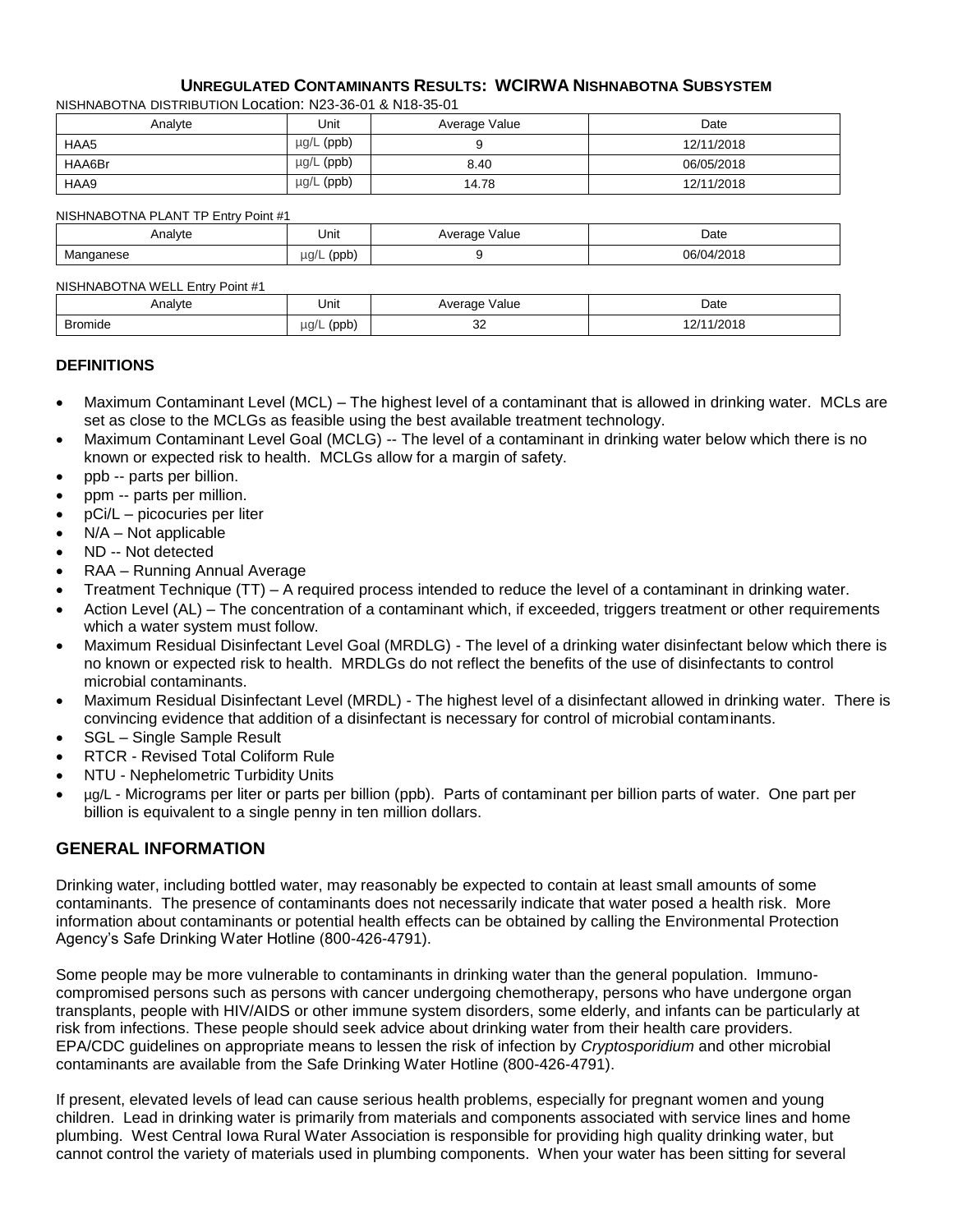## Unregulated Contaminants Results: WCIRWA Nishnabotna Subsystem

NISHNABOTNA DISTRIBUTION Location: N23-36-01 & N18-35-01

| Analyte | Unit | Average Value | Date |
|---|---|---|---|
| HAA5 | µg/L (ppb) | 9 | 12/11/2018 |
| HAA6Br | µg/L (ppb) | 8.40 | 06/05/2018 |
| HAA9 | µg/L (ppb) | 14.78 | 12/11/2018 |

NISHNABOTNA PLANT TP Entry Point #1

| Analyte | Unit | Average Value | Date |
|---|---|---|---|
| Manganese | µg/L (ppb) | 9 | 06/04/2018 |

NISHNABOTNA WELL Entry Point #1

| Analyte | Unit | Average Value | Date |
|---|---|---|---|
| Bromide | µg/L (ppb) | 32 | 12/11/2018 |

### DEFINITIONS

- Maximum Contaminant Level (MCL) – The highest level of a contaminant that is allowed in drinking water. MCLs are set as close to the MCLGs as feasible using the best available treatment technology.
- Maximum Contaminant Level Goal (MCLG) -- The level of a contaminant in drinking water below which there is no known or expected risk to health. MCLGs allow for a margin of safety.
- ppb -- parts per billion.
- ppm -- parts per million.
- pCi/L – picocuries per liter
- N/A – Not applicable
- ND -- Not detected
- RAA – Running Annual Average
- Treatment Technique (TT) – A required process intended to reduce the level of a contaminant in drinking water.
- Action Level (AL) – The concentration of a contaminant which, if exceeded, triggers treatment or other requirements which a water system must follow.
- Maximum Residual Disinfectant Level Goal (MRDLG) - The level of a drinking water disinfectant below which there is no known or expected risk to health. MRDLGs do not reflect the benefits of the use of disinfectants to control microbial contaminants.
- Maximum Residual Disinfectant Level (MRDL) - The highest level of a disinfectant allowed in drinking water. There is convincing evidence that addition of a disinfectant is necessary for control of microbial contaminants.
- SGL – Single Sample Result
- RTCR - Revised Total Coliform Rule
- NTU - Nephelometric Turbidity Units
- µg/L - Micrograms per liter or parts per billion (ppb). Parts of contaminant per billion parts of water. One part per billion is equivalent to a single penny in ten million dollars.

## GENERAL INFORMATION

Drinking water, including bottled water, may reasonably be expected to contain at least small amounts of some contaminants. The presence of contaminants does not necessarily indicate that water posed a health risk. More information about contaminants or potential health effects can be obtained by calling the Environmental Protection Agency's Safe Drinking Water Hotline (800-426-4791).

Some people may be more vulnerable to contaminants in drinking water than the general population. Immuno-compromised persons such as persons with cancer undergoing chemotherapy, persons who have undergone organ transplants, people with HIV/AIDS or other immune system disorders, some elderly, and infants can be particularly at risk from infections. These people should seek advice about drinking water from their health care providers. EPA/CDC guidelines on appropriate means to lessen the risk of infection by *Cryptosporidium* and other microbial contaminants are available from the Safe Drinking Water Hotline (800-426-4791).

If present, elevated levels of lead can cause serious health problems, especially for pregnant women and young children. Lead in drinking water is primarily from materials and components associated with service lines and home plumbing. West Central Iowa Rural Water Association is responsible for providing high quality drinking water, but cannot control the variety of materials used in plumbing components. When your water has been sitting for several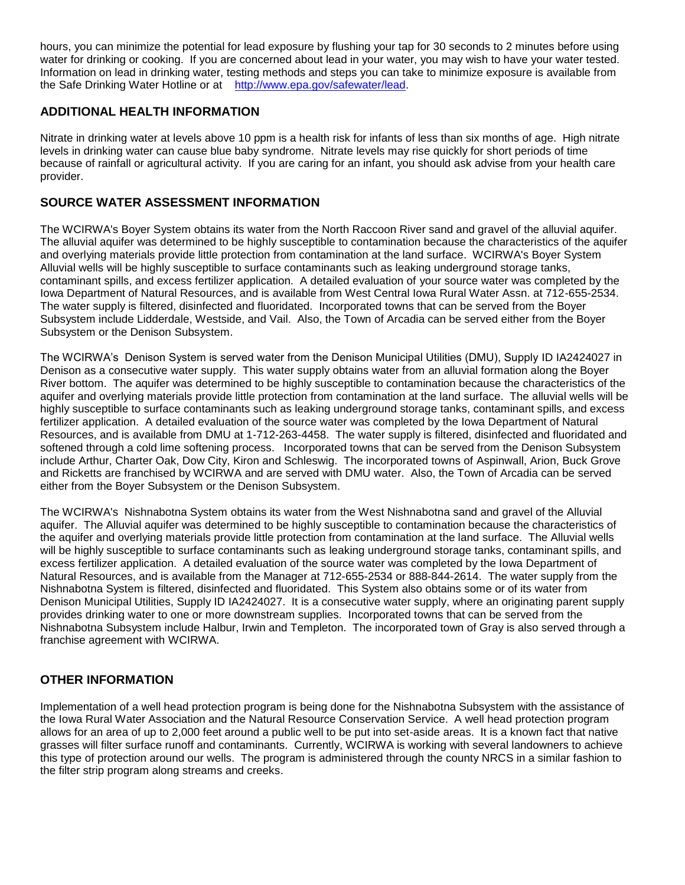hours, you can minimize the potential for lead exposure by flushing your tap for 30 seconds to 2 minutes before using water for drinking or cooking. If you are concerned about lead in your water, you may wish to have your water tested. Information on lead in drinking water, testing methods and steps you can take to minimize exposure is available from the Safe Drinking Water Hotline or at http://www.epa.gov/safewater/lead.

## ADDITIONAL HEALTH INFORMATION

Nitrate in drinking water at levels above 10 ppm is a health risk for infants of less than six months of age. High nitrate levels in drinking water can cause blue baby syndrome. Nitrate levels may rise quickly for short periods of time because of rainfall or agricultural activity. If you are caring for an infant, you should ask advise from your health care provider.

## SOURCE WATER ASSESSMENT INFORMATION

The WCIRWA's Boyer System obtains its water from the North Raccoon River sand and gravel of the alluvial aquifer. The alluvial aquifer was determined to be highly susceptible to contamination because the characteristics of the aquifer and overlying materials provide little protection from contamination at the land surface. WCIRWA's Boyer System Alluvial wells will be highly susceptible to surface contaminants such as leaking underground storage tanks, contaminant spills, and excess fertilizer application. A detailed evaluation of your source water was completed by the Iowa Department of Natural Resources, and is available from West Central Iowa Rural Water Assn. at 712-655-2534. The water supply is filtered, disinfected and fluoridated. Incorporated towns that can be served from the Boyer Subsystem include Lidderdale, Westside, and Vail. Also, the Town of Arcadia can be served either from the Boyer Subsystem or the Denison Subsystem.

The WCIRWA's Denison System is served water from the Denison Municipal Utilities (DMU), Supply ID IA2424027 in Denison as a consecutive water supply. This water supply obtains water from an alluvial formation along the Boyer River bottom. The aquifer was determined to be highly susceptible to contamination because the characteristics of the aquifer and overlying materials provide little protection from contamination at the land surface. The alluvial wells will be highly susceptible to surface contaminants such as leaking underground storage tanks, contaminant spills, and excess fertilizer application. A detailed evaluation of the source water was completed by the Iowa Department of Natural Resources, and is available from DMU at 1-712-263-4458. The water supply is filtered, disinfected and fluoridated and softened through a cold lime softening process. Incorporated towns that can be served from the Denison Subsystem include Arthur, Charter Oak, Dow City, Kiron and Schleswig. The incorporated towns of Aspinwall, Arion, Buck Grove and Ricketts are franchised by WCIRWA and are served with DMU water. Also, the Town of Arcadia can be served either from the Boyer Subsystem or the Denison Subsystem.

The WCIRWA's Nishnabotna System obtains its water from the West Nishnabotna sand and gravel of the Alluvial aquifer. The Alluvial aquifer was determined to be highly susceptible to contamination because the characteristics of the aquifer and overlying materials provide little protection from contamination at the land surface. The Alluvial wells will be highly susceptible to surface contaminants such as leaking underground storage tanks, contaminant spills, and excess fertilizer application. A detailed evaluation of the source water was completed by the Iowa Department of Natural Resources, and is available from the Manager at 712-655-2534 or 888-844-2614. The water supply from the Nishnabotna System is filtered, disinfected and fluoridated. This System also obtains some or of its water from Denison Municipal Utilities, Supply ID IA2424027. It is a consecutive water supply, where an originating parent supply provides drinking water to one or more downstream supplies. Incorporated towns that can be served from the Nishnabotna Subsystem include Halbur, Irwin and Templeton. The incorporated town of Gray is also served through a franchise agreement with WCIRWA.

## OTHER INFORMATION

Implementation of a well head protection program is being done for the Nishnabotna Subsystem with the assistance of the Iowa Rural Water Association and the Natural Resource Conservation Service. A well head protection program allows for an area of up to 2,000 feet around a public well to be put into set-aside areas. It is a known fact that native grasses will filter surface runoff and contaminants. Currently, WCIRWA is working with several landowners to achieve this type of protection around our wells. The program is administered through the county NRCS in a similar fashion to the filter strip program along streams and creeks.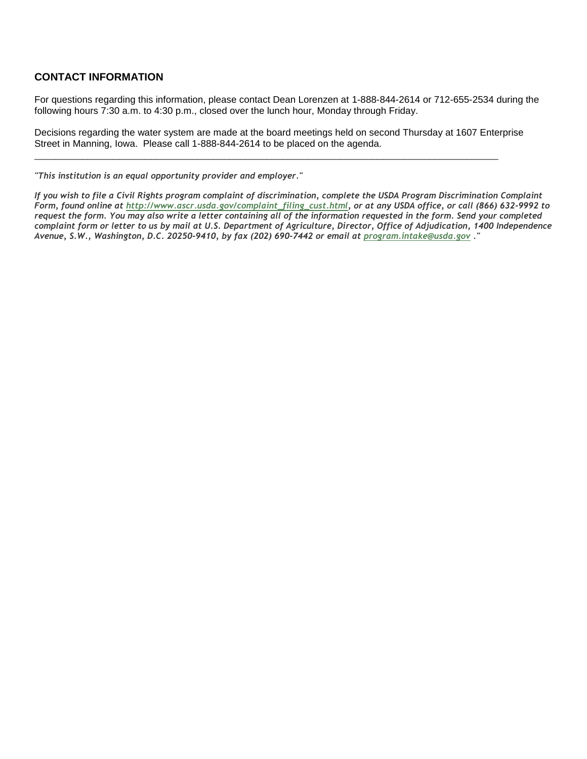## CONTACT INFORMATION

For questions regarding this information, please contact Dean Lorenzen at 1-888-844-2614 or 712-655-2534 during the following hours 7:30 a.m. to 4:30 p.m., closed over the lunch hour, Monday through Friday.

Decisions regarding the water system are made at the board meetings held on second Thursday at 1607 Enterprise Street in Manning, Iowa. Please call 1-888-844-2614 to be placed on the agenda.

---

***"This institution is an equal opportunity provider and employer."***

***If you wish to file a Civil Rights program complaint of discrimination, complete the USDA Program Discrimination Complaint Form, found online at [http://www.ascr.usda.gov/complaint_filing_cust.html](http://www.ascr.usda.gov/complaint_filing_cust.html), or at any USDA office, or call (866) 632-9992 to request the form. You may also write a letter containing all of the information requested in the form. Send your completed complaint form or letter to us by mail at U.S. Department of Agriculture, Director, Office of Adjudication, 1400 Independence Avenue, S.W., Washington, D.C. 20250-9410, by fax (202) 690-7442 or email at [program.intake@usda.gov](mailto:program.intake@usda.gov) ."***